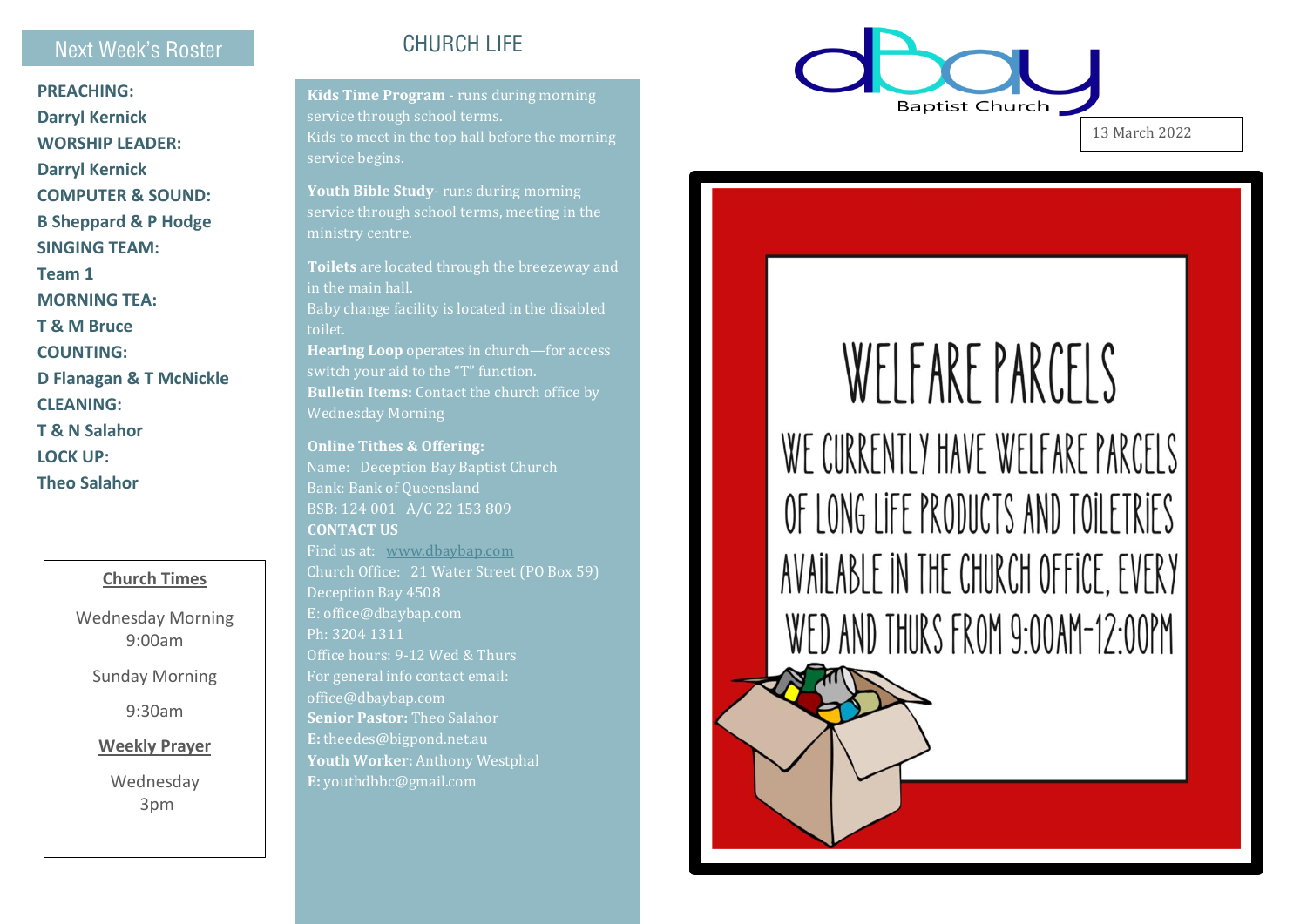## Next Week's Roster

**PREACHING:**
**Darryl Kernick**
**WORSHIP LEADER:**
**Darryl Kernick**
**COMPUTER & SOUND:**
**B Sheppard & P Hodge**
**SINGING TEAM:**
**Team 1**
**MORNING TEA:**
**T & M Bruce**
**COUNTING:**
**D Flanagan & T McNickle**
**CLEANING:**
**T & N Salahor**
**LOCK UP:**
**Theo Salahor**

**Church Times**

Wednesday Morning
9:00am

Sunday Morning

9:30am

**Weekly Prayer**

Wednesday
3pm

## CHURCH LIFE

**Kids Time Program** - runs during morning service through school terms.
Kids to meet in the top hall before the morning service begins.

**Youth Bible Study**- runs during morning service through school terms, meeting in the ministry centre.

**Toilets** are located through the breezeway and in the main hall.
Baby change facility is located in the disabled toilet.
**Hearing Loop** operates in church—for access switch your aid to the "T" function.
**Bulletin Items:** Contact the church office by Wednesday Morning

**Online Tithes & Offering:**
Name: Deception Bay Baptist Church
Bank: Bank of Queensland
BSB: 124 001 A/C 22 153 809
**CONTACT US**
Find us at: www.dbaybap.com
Church Office: 21 Water Street (PO Box 59)
Deception Bay 4508
E: office@dbaybap.com
Ph: 3204 1311
Office hours: 9-12 Wed & Thurs
For general info contact email:
office@dbaybap.com
**Senior Pastor:** Theo Salahor
**E:** theedes@bigpond.net.au
**Youth Worker:** Anthony Westphal
**E:** youthdbbc@gmail.com

dBay Baptist Church

13 March 2022

# WELFARE PARCELS

WE CURRENTLY HAVE WELFARE PARCELS OF LONG LIFE PRODUCTS AND TOILETRIES AVAILABLE IN THE CHURCH OFFICE, EVERY WED AND THURS FROM 9:00AM-12:00PM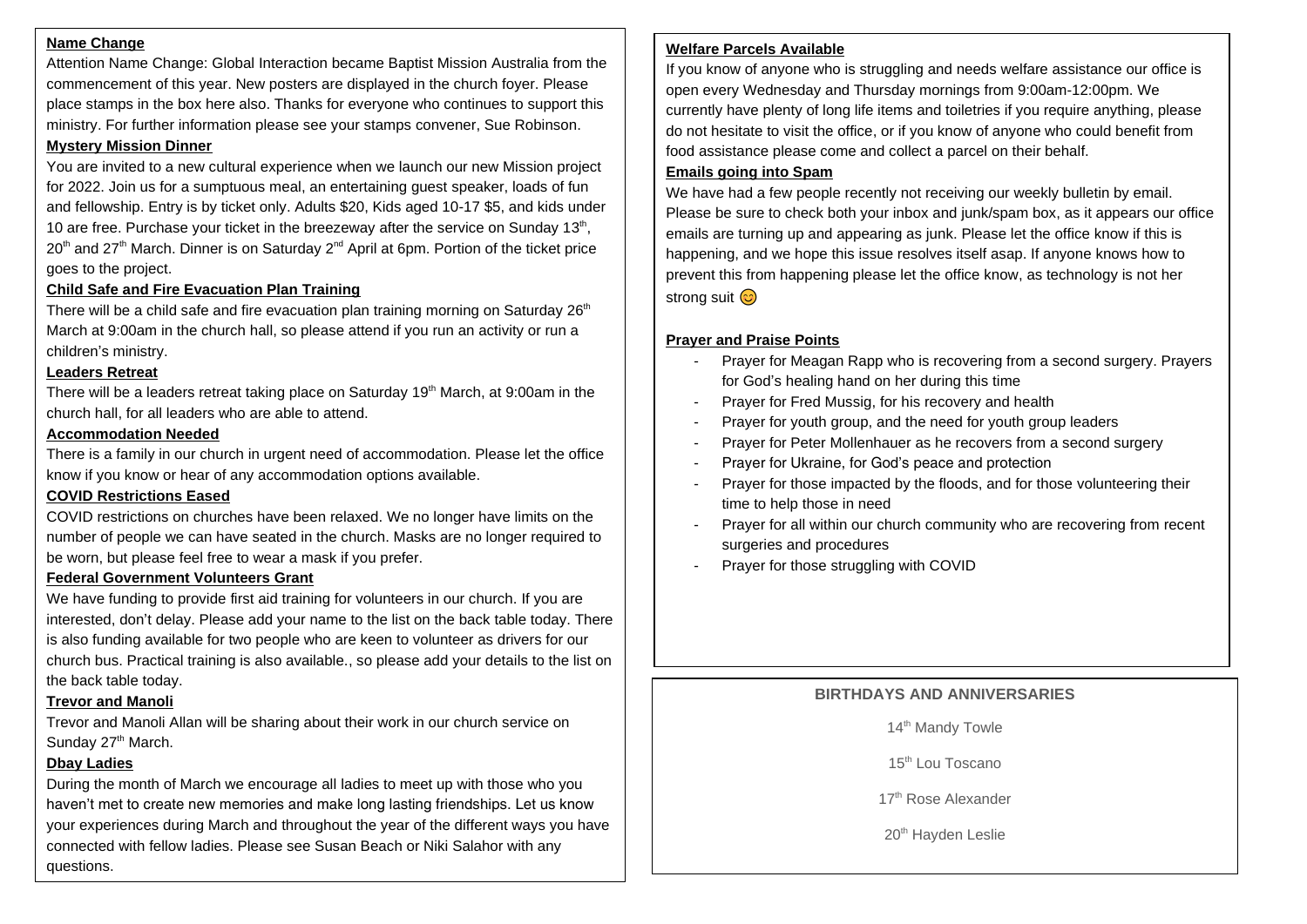## Name Change

Attention Name Change: Global Interaction became Baptist Mission Australia from the commencement of this year. New posters are displayed in the church foyer. Please place stamps in the box here also. Thanks for everyone who continues to support this ministry. For further information please see your stamps convener, Sue Robinson.

## Mystery Mission Dinner

You are invited to a new cultural experience when we launch our new Mission project for 2022. Join us for a sumptuous meal, an entertaining guest speaker, loads of fun and fellowship. Entry is by ticket only. Adults $20, Kids aged 10-17 $5, and kids under 10 are free. Purchase your ticket in the breezeway after the service on Sunday 13th, 20th and 27th March. Dinner is on Saturday 2nd April at 6pm. Portion of the ticket price goes to the project.

## Child Safe and Fire Evacuation Plan Training

There will be a child safe and fire evacuation plan training morning on Saturday 26th March at 9:00am in the church hall, so please attend if you run an activity or run a children's ministry.

## Leaders Retreat

There will be a leaders retreat taking place on Saturday 19th March, at 9:00am in the church hall, for all leaders who are able to attend.

## Accommodation Needed

There is a family in our church in urgent need of accommodation. Please let the office know if you know or hear of any accommodation options available.

## COVID Restrictions Eased

COVID restrictions on churches have been relaxed. We no longer have limits on the number of people we can have seated in the church. Masks are no longer required to be worn, but please feel free to wear a mask if you prefer.

## Federal Government Volunteers Grant

We have funding to provide first aid training for volunteers in our church. If you are interested, don't delay. Please add your name to the list on the back table today. There is also funding available for two people who are keen to volunteer as drivers for our church bus. Practical training is also available., so please add your details to the list on the back table today.

## Trevor and Manoli

Trevor and Manoli Allan will be sharing about their work in our church service on Sunday 27th March.

## Dbay Ladies

During the month of March we encourage all ladies to meet up with those who you haven't met to create new memories and make long lasting friendships. Let us know your experiences during March and throughout the year of the different ways you have connected with fellow ladies. Please see Susan Beach or Niki Salahor with any questions.

## Welfare Parcels Available

If you know of anyone who is struggling and needs welfare assistance our office is open every Wednesday and Thursday mornings from 9:00am-12:00pm. We currently have plenty of long life items and toiletries if you require anything, please do not hesitate to visit the office, or if you know of anyone who could benefit from food assistance please come and collect a parcel on their behalf.

## Emails going into Spam

We have had a few people recently not receiving our weekly bulletin by email. Please be sure to check both your inbox and junk/spam box, as it appears our office emails are turning up and appearing as junk. Please let the office know if this is happening, and we hope this issue resolves itself asap. If anyone knows how to prevent this from happening please let the office know, as technology is not her strong suit 😊

## Prayer and Praise Points

- Prayer for Meagan Rapp who is recovering from a second surgery. Prayers for God's healing hand on her during this time
- Prayer for Fred Mussig, for his recovery and health
- Prayer for youth group, and the need for youth group leaders
- Prayer for Peter Mollenhauer as he recovers from a second surgery
- Prayer for Ukraine, for God's peace and protection
- Prayer for those impacted by the floods, and for those volunteering their time to help those in need
- Prayer for all within our church community who are recovering from recent surgeries and procedures
- Prayer for those struggling with COVID

## BIRTHDAYS AND ANNIVERSARIES

14th Mandy Towle

15th Lou Toscano

17th Rose Alexander

20th Hayden Leslie